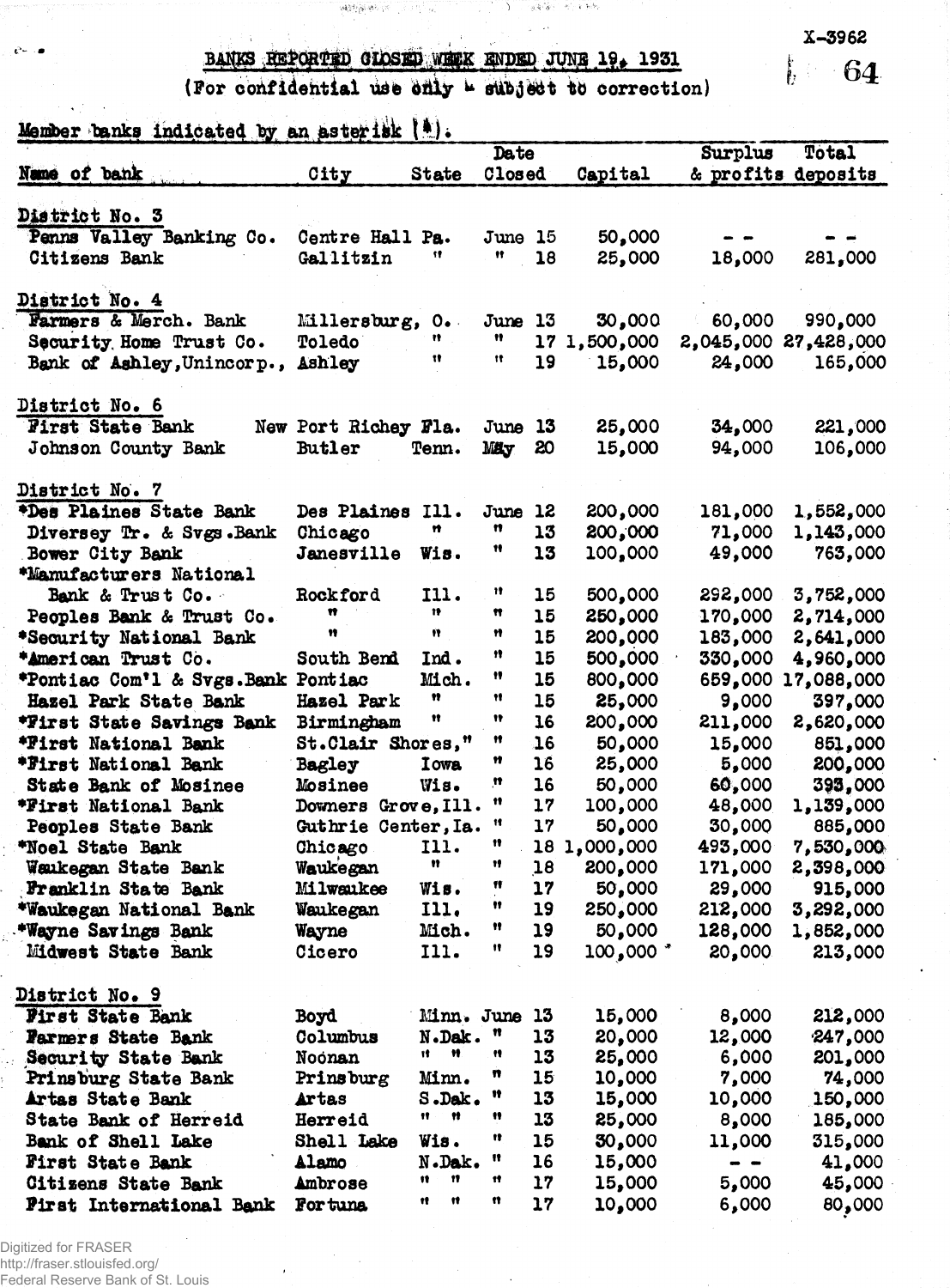X-3962

# BANKS REPORTED CLOSED WEEK ENDED JUNE 19, 1931

(For confidential use only - subject to correction)

Member banks indicated by an asterisk (*).

| Name of bank | City | State | Date Closed | Capital | Surplus & profits | Total deposits |
|---|---|---|---|---|---|---|
| **District No. 3** | | | | | | |
| Penns Valley Banking Co. | Centre Hall | Pa. | June 15 | 50,000 | - - | - - |
| Citizens Bank | Gallitzin | " | " 18 | 25,000 | 18,000 | 281,000 |
| **District No. 4** | | | | | | |
| Farmers & Merch. Bank | Millersburg, | O. | June 13 | 30,000 | 60,000 | 990,000 |
| Security Home Trust Co. | Toledo | " | " 17 | 1,500,000 | 2,045,000 | 27,428,000 |
| Bank of Ashley, Unincorp., | Ashley | " | " 19 | 15,000 | 24,000 | 165,000 |
| **District No. 6** | | | | | | |
| First State Bank | New Port Richey | Fla. | June 13 | 25,000 | 34,000 | 221,000 |
| Johnson County Bank | Butler | Tenn. | May 20 | 15,000 | 94,000 | 106,000 |
| **District No. 7** | | | | | | |
| *Des Plaines State Bank | Des Plaines | Ill. | June 12 | 200,000 | 181,000 | 1,552,000 |
| Diversey Tr. & Svgs. Bank | Chicago | " | " 13 | 200,000 | 71,000 | 1,143,000 |
| Bower City Bank | Janesville | Wis. | " 13 | 100,000 | 49,000 | 763,000 |
| *Manufacturers National Bank & Trust Co. | Rockford | Ill. | " 15 | 500,000 | 292,000 | 3,752,000 |
| Peoples Bank & Trust Co. | " | " | " 15 | 250,000 | 170,000 | 2,714,000 |
| *Security National Bank | " | " | " 15 | 200,000 | 183,000 | 2,641,000 |
| *American Trust Co. | South Bend | Ind. | " 15 | 500,000 | 330,000 | 4,960,000 |
| *Pontiac Com'l & Svgs. Bank | Pontiac | Mich. | " 15 | 800,000 | 659,000 | 17,088,000 |
| Hazel Park State Bank | Hazel Park | " | " 15 | 25,000 | 9,000 | 397,000 |
| *First State Savings Bank | Birmingham | " | " 16 | 200,000 | 211,000 | 2,620,000 |
| *First National Bank | St. Clair Shores, | " | " 16 | 50,000 | 15,000 | 851,000 |
| *First National Bank | Bagley | Iowa | " 16 | 25,000 | 5,000 | 200,000 |
| State Bank of Mosinee | Mosinee | Wis. | " 16 | 50,000 | 60,000 | 393,000 |
| *First National Bank | Downers Grove, | Ill. | " 17 | 100,000 | 48,000 | 1,139,000 |
| Peoples State Bank | Guthrie Center, | Ia. | " 17 | 50,000 | 30,000 | 885,000 |
| *Noel State Bank | Chicago | Ill. | " 18 | 1,000,000 | 493,000 | 7,530,000 |
| Waukegan State Bank | Waukegan | " | " 18 | 200,000 | 171,000 | 2,398,000 |
| Franklin State Bank | Milwaukee | Wis. | " 17 | 50,000 | 29,000 | 915,000 |
| *Waukegan National Bank | Waukegan | Ill. | " 19 | 250,000 | 212,000 | 3,292,000 |
| *Wayne Savings Bank | Wayne | Mich. | " 19 | 50,000 | 128,000 | 1,852,000 |
| Midwest State Bank | Cicero | Ill. | " 19 | 100,000 | 20,000 | 213,000 |
| **District No. 9** | | | | | | |
| First State Bank | Boyd | Minn. | June 13 | 15,000 | 8,000 | 212,000 |
| Farmers State Bank | Columbus | N.Dak. | " 13 | 20,000 | 12,000 | 247,000 |
| Security State Bank | Noonan | " " | " 13 | 25,000 | 6,000 | 201,000 |
| Prinsburg State Bank | Prinsburg | Minn. | " 15 | 10,000 | 7,000 | 74,000 |
| Artas State Bank | Artas | S.Dak. | " 13 | 15,000 | 10,000 | 150,000 |
| State Bank of Herreid | Herreid | " " | " 13 | 25,000 | 8,000 | 185,000 |
| Bank of Shell Lake | Shell Lake | Wis. | " 15 | 30,000 | 11,000 | 315,000 |
| First State Bank | Alamo | N.Dak. | " 16 | 15,000 | - - | 41,000 |
| Citizens State Bank | Ambrose | " " | " 17 | 15,000 | 5,000 | 45,000 |
| First International Bank | Fortuna | " " | " 17 | 10,000 | 6,000 | 80,000 |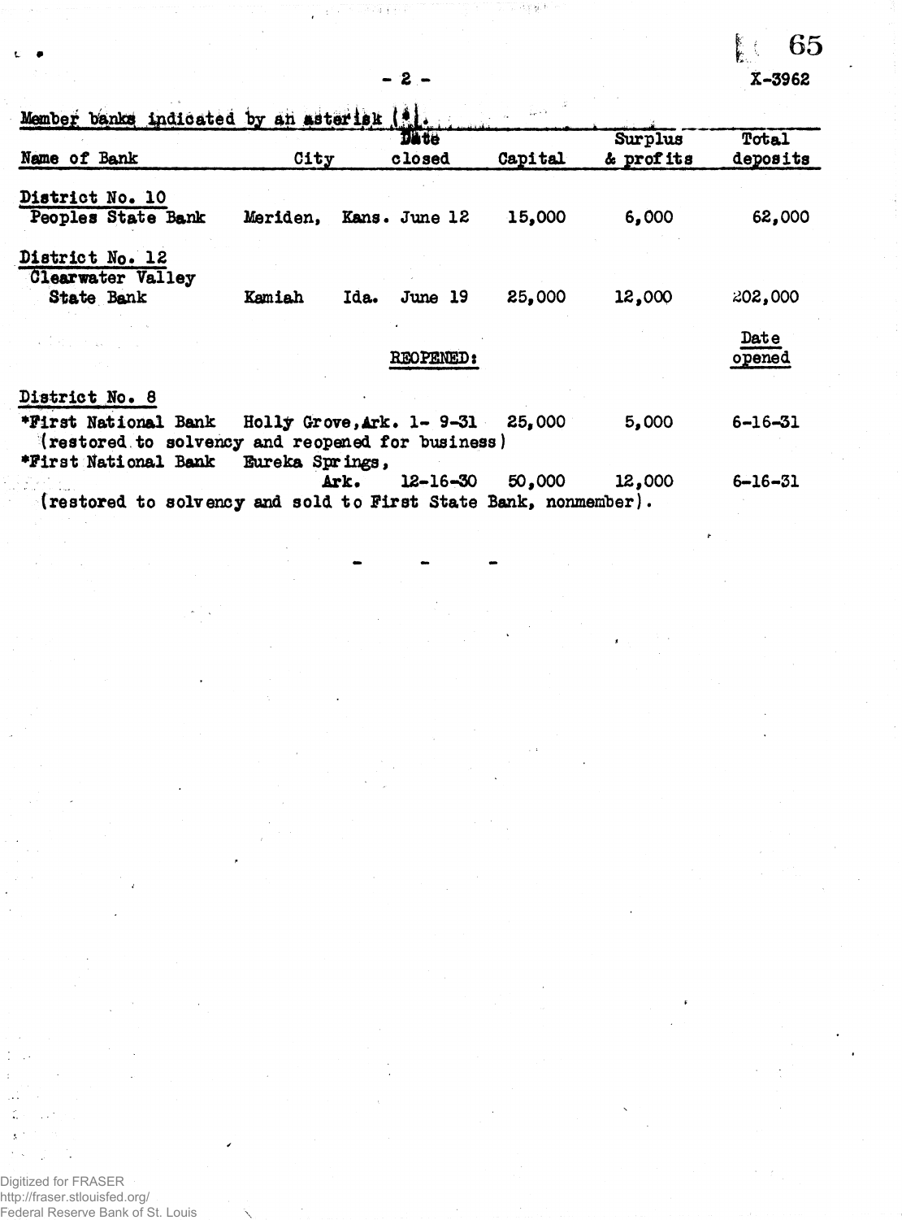X-3962

Member banks indicated by an asterisk (*).

| Name of Bank | City | Date closed | Capital | Surplus & profits | Total deposits |
|---|---|---|---|---|---|
| District No. 10 | | | | | |
| Peoples State Bank | Meriden, Kans. | June 12 | 15,000 | 6,000 | 62,000 |
| District No. 12 | | | | | |
| Clearwater Valley State Bank | Kamiah Ida. | June 19 | 25,000 | 12,000 | 202,000 |
| | | REOPENED: | | | Date opened |
| District No. 8 | | | | | |
| *First National Bank (restored to solvency and reopened for business) | Holly Grove, Ark. | 1- 9-31 | 25,000 | 5,000 | 6-16-31 |
| *First National Bank (restored to solvency and sold to First State Bank, nonmember). | Eureka Springs, Ark. | 12-16-30 | 50,000 | 12,000 | 6-16-31 |

\- - -